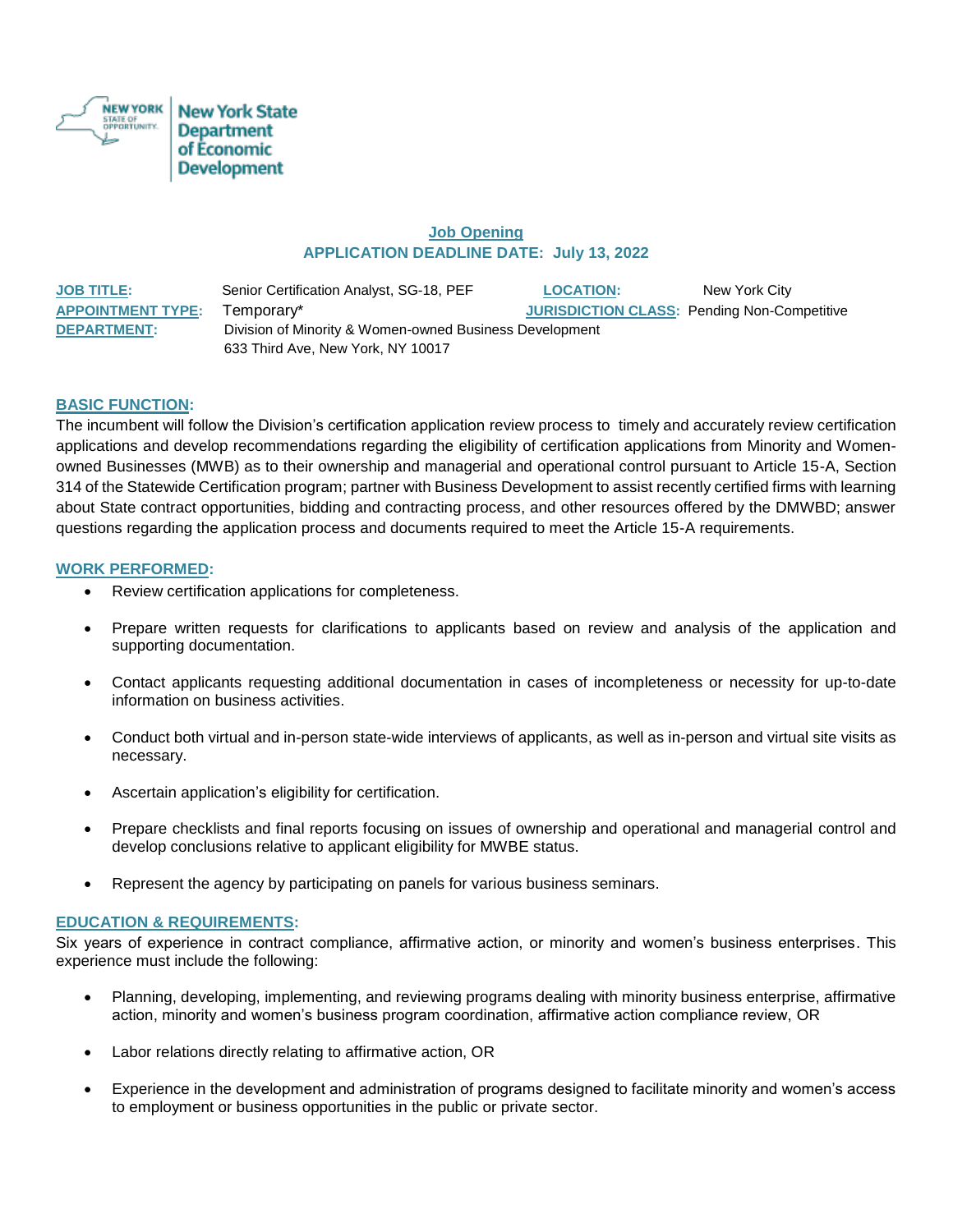New York State Department of Economic Development

## Job Opening

### APPLICATION DEADLINE DATE: July 13, 2022

**JOB TITLE:** Senior Certification Analyst, SG-18, PEF
**LOCATION:** New York City
**APPOINTMENT TYPE:** Temporary*
**JURISDICTION CLASS:** Pending Non-Competitive
**DEPARTMENT:** Division of Minority & Women-owned Business Development
633 Third Ave, New York, NY 10017

**BASIC FUNCTION:**

The incumbent will follow the Division's certification application review process to timely and accurately review certification applications and develop recommendations regarding the eligibility of certification applications from Minority and Women-owned Businesses (MWB) as to their ownership and managerial and operational control pursuant to Article 15-A, Section 314 of the Statewide Certification program; partner with Business Development to assist recently certified firms with learning about State contract opportunities, bidding and contracting process, and other resources offered by the DMWBD; answer questions regarding the application process and documents required to meet the Article 15-A requirements.

**WORK PERFORMED:**

- Review certification applications for completeness.
- Prepare written requests for clarifications to applicants based on review and analysis of the application and supporting documentation.
- Contact applicants requesting additional documentation in cases of incompleteness or necessity for up-to-date information on business activities.
- Conduct both virtual and in-person state-wide interviews of applicants, as well as in-person and virtual site visits as necessary.
- Ascertain application's eligibility for certification.
- Prepare checklists and final reports focusing on issues of ownership and operational and managerial control and develop conclusions relative to applicant eligibility for MWBE status.
- Represent the agency by participating on panels for various business seminars.

**EDUCATION & REQUIREMENTS:**

Six years of experience in contract compliance, affirmative action, or minority and women's business enterprises. This experience must include the following:

- Planning, developing, implementing, and reviewing programs dealing with minority business enterprise, affirmative action, minority and women's business program coordination, affirmative action compliance review, OR
- Labor relations directly relating to affirmative action, OR
- Experience in the development and administration of programs designed to facilitate minority and women's access to employment or business opportunities in the public or private sector.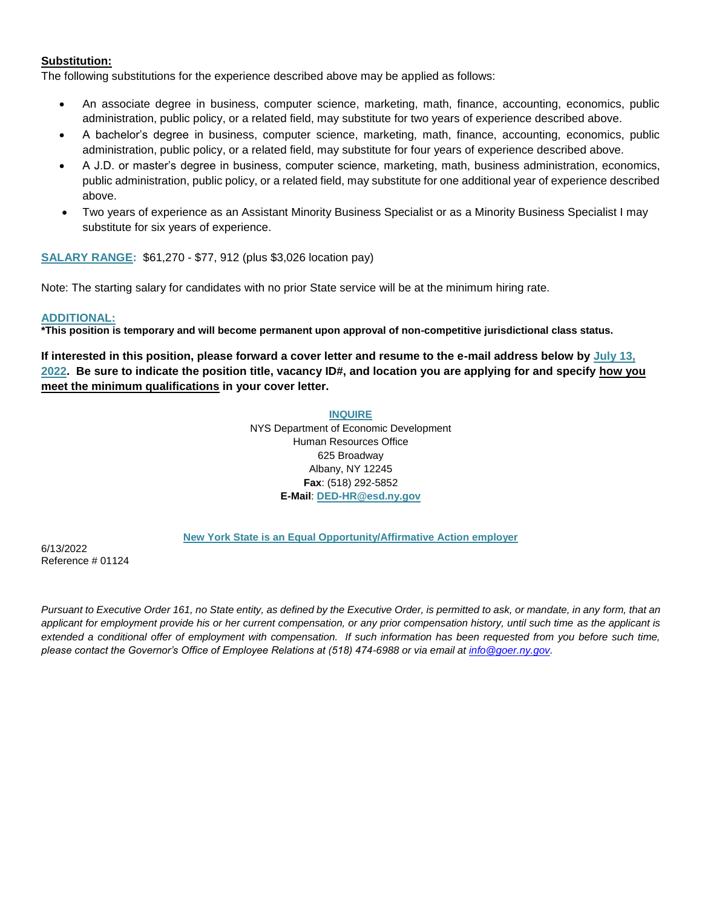**Substitution:**

The following substitutions for the experience described above may be applied as follows:

- An associate degree in business, computer science, marketing, math, finance, accounting, economics, public administration, public policy, or a related field, may substitute for two years of experience described above.
- A bachelor's degree in business, computer science, marketing, math, finance, accounting, economics, public administration, public policy, or a related field, may substitute for four years of experience described above.
- A J.D. or master's degree in business, computer science, marketing, math, business administration, economics, public administration, public policy, or a related field, may substitute for one additional year of experience described above.
- Two years of experience as an Assistant Minority Business Specialist or as a Minority Business Specialist I may substitute for six years of experience.

**SALARY RANGE:** $61,270 - $77, 912 (plus $3,026 location pay)

Note: The starting salary for candidates with no prior State service will be at the minimum hiring rate.

**ADDITIONAL:**

***This position is temporary and will become permanent upon approval of non-competitive jurisdictional class status.**

**If interested in this position, please forward a cover letter and resume to the e-mail address below by July 13, 2022. Be sure to indicate the position title, vacancy ID#, and location you are applying for and specify how you meet the minimum qualifications in your cover letter.**

**INQUIRE**

NYS Department of Economic Development
Human Resources Office
625 Broadway
Albany, NY 12245
**Fax**: (518) 292-5852
**E-Mail**: **DED-HR@esd.ny.gov**

**New York State is an Equal Opportunity/Affirmative Action employer**

6/13/2022
Reference # 01124

*Pursuant to Executive Order 161, no State entity, as defined by the Executive Order, is permitted to ask, or mandate, in any form, that an applicant for employment provide his or her current compensation, or any prior compensation history, until such time as the applicant is extended a conditional offer of employment with compensation. If such information has been requested from you before such time, please contact the Governor's Office of Employee Relations at (518) 474-6988 or via email at info@goer.ny.gov.*